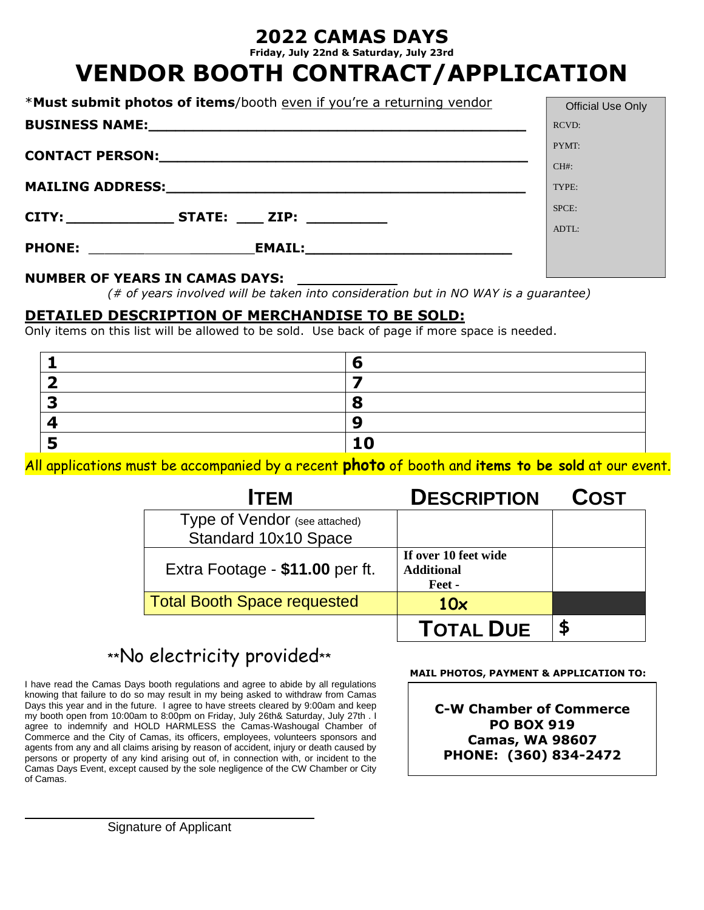# 2022 CAMAS DAYS

**Friday, July 22nd & Saturday, July 23rd**

# VENDOR BOOTH CONTRACT/APPLICATION

*__Must submit photos of items__/booth even if you're a returning vendor

| Official Use Only |
|---|
| RCVD: |
| PYMT: |
| CH#: |
| TYPE: |
| SPCE: |
| ADTL: |

**BUSINESS NAME:**_____________________________________________

**CONTACT PERSON:**_____________________________________________

**MAILING ADDRESS:**_____________________________________________

**CITY:** _____________ **STATE:** ___ **ZIP:** _________

**PHONE:** ______________________ **EMAIL:**________________________

**NUMBER OF YEARS IN CAMAS DAYS:** ___________

*(# of years involved will be taken into consideration but in NO WAY is a guarantee)*

## DETAILED DESCRIPTION OF MERCHANDISE TO BE SOLD:

Only items on this list will be allowed to be sold. Use back of page if more space is needed.

| | |
|---|---|
| **1** | **6** |
| **2** | **7** |
| **3** | **8** |
| **4** | **9** |
| **5** | **10** |

All applications must be accompanied by a recent **photo** of booth and **items to be sold** at our event.

| ITEM | DESCRIPTION | COST |
|---|---|---|
| Type of Vendor (see attached) Standard 10x10 Space | | |
| Extra Footage - **$11.00** per ft. | **If over 10 feet wide Additional Feet -** | |
| Total Booth Space requested | **10x** | |
| | **TOTAL DUE** | **$** |

**No electricity provided**

I have read the Camas Days booth regulations and agree to abide by all regulations knowing that failure to do so may result in my being asked to withdraw from Camas Days this year and in the future. I agree to have streets cleared by 9:00am and keep my booth open from 10:00am to 8:00pm on Friday, July 26th& Saturday, July 27th . I agree to indemnify and HOLD HARMLESS the Camas-Washougal Chamber of Commerce and the City of Camas, its officers, employees, volunteers sponsors and agents from any and all claims arising by reason of accident, injury or death caused by persons or property of any kind arising out of, in connection with, or incident to the Camas Days Event, except caused by the sole negligence of the CW Chamber or City of Camas.

______________________________

Signature of Applicant

**MAIL PHOTOS, PAYMENT & APPLICATION TO:**

**C-W Chamber of Commerce**
**PO BOX 919**
**Camas, WA 98607**
**PHONE: (360) 834-2472**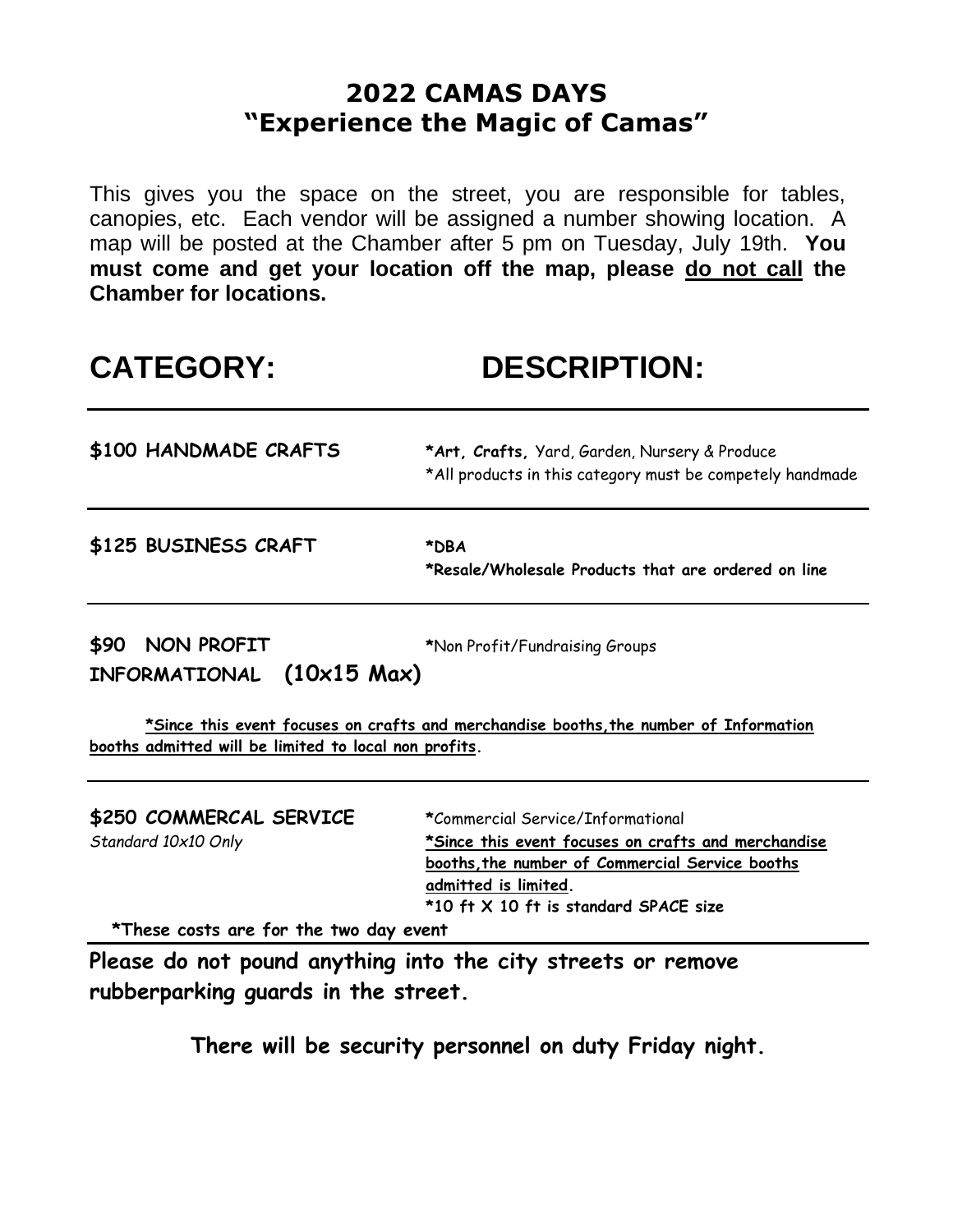## 2022 CAMAS DAYS
## "Experience the Magic of Camas"

This gives you the space on the street, you are responsible for tables, canopies, etc. Each vendor will be assigned a number showing location. A map will be posted at the Chamber after 5 pm on Tuesday, July 19th. **You must come and get your location off the map, please do not call the Chamber for locations.**

| CATEGORY: | DESCRIPTION: |
| --- | --- |
| **$100 HANDMADE CRAFTS** | ***Art, Crafts,** Yard, Garden, Nursery & Produce<br>*All products in this category must be competely handmade |
| **$125 BUSINESS CRAFT** | *DBA<br>***Resale/Wholesale Products that are ordered on line** |
| **$90 NON PROFIT INFORMATIONAL (10x15 Max)** | *Non Profit/Fundraising Groups |

***Since this event focuses on crafts and merchandise booths,the number of Information booths admitted will be limited to local non profits.**

| | |
| --- | --- |
| **$250 COMMERCAL SERVICE**<br>*Standard 10x10 Only* | *Commercial Service/Informational<br>***Since this event focuses on crafts and merchandise booths,the number of Commercial Service booths admitted is limited.**<br>***10 ft X 10 ft is standard SPACE size** |

***These costs are for the two day event**

**Please do not pound anything into the city streets or remove rubberparking guards in the street.**

**There will be security personnel on duty Friday night.**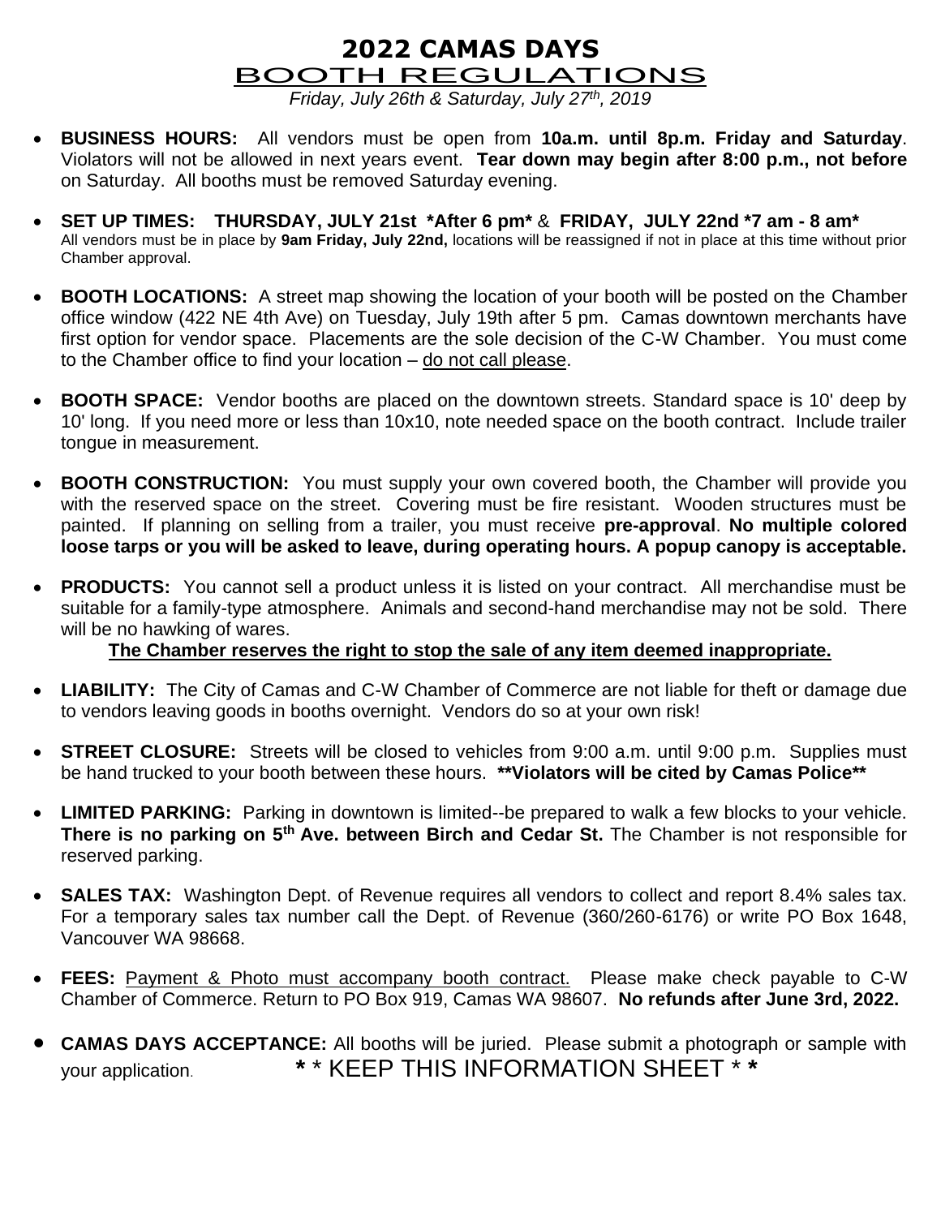// Hyphenation hint: LaTeX-style soft hyphens not required.
# 2022 CAMAS DAYS

## BOOTH REGULATIONS

*Friday, July 26th & Saturday, July 27th, 2019*

- **BUSINESS HOURS:** All vendors must be open from **10a.m. until 8p.m. Friday and Saturday**. Violators will not be allowed in next years event. **Tear down may begin after 8:00 p.m., not before** on Saturday. All booths must be removed Saturday evening.

- **SET UP TIMES: THURSDAY, JULY 21st *After 6 pm*** & **FRIDAY, JULY 22nd *7 am - 8 am***
  All vendors must be in place by **9am Friday, July 22nd,** locations will be reassigned if not in place at this time without prior Chamber approval.

- **BOOTH LOCATIONS:** A street map showing the location of your booth will be posted on the Chamber office window (422 NE 4th Ave) on Tuesday, July 19th after 5 pm. Camas downtown merchants have first option for vendor space. Placements are the sole decision of the C-W Chamber. You must come to the Chamber office to find your location – do not call please.

- **BOOTH SPACE:** Vendor booths are placed on the downtown streets. Standard space is 10' deep by 10' long. If you need more or less than 10x10, note needed space on the booth contract. Include trailer tongue in measurement.

- **BOOTH CONSTRUCTION:** You must supply your own covered booth, the Chamber will provide you with the reserved space on the street. Covering must be fire resistant. Wooden structures must be painted. If planning on selling from a trailer, you must receive **pre-approval**. **No multiple colored loose tarps or you will be asked to leave, during operating hours. A popup canopy is acceptable.**

- **PRODUCTS:** You cannot sell a product unless it is listed on your contract. All merchandise must be suitable for a family-type atmosphere. Animals and second-hand merchandise may not be sold. There will be no hawking of wares.

  **The Chamber reserves the right to stop the sale of any item deemed inappropriate.**

- **LIABILITY:** The City of Camas and C-W Chamber of Commerce are not liable for theft or damage due to vendors leaving goods in booths overnight. Vendors do so at your own risk!

- **STREET CLOSURE:** Streets will be closed to vehicles from 9:00 a.m. until 9:00 p.m. Supplies must be hand trucked to your booth between these hours. **\*\*Violators will be cited by Camas Police\*\***

- **LIMITED PARKING:** Parking in downtown is limited--be prepared to walk a few blocks to your vehicle. **There is no parking on 5th Ave. between Birch and Cedar St.** The Chamber is not responsible for reserved parking.

- **SALES TAX:** Washington Dept. of Revenue requires all vendors to collect and report 8.4% sales tax. For a temporary sales tax number call the Dept. of Revenue (360/260-6176) or write PO Box 1648, Vancouver WA 98668.

- **FEES:** Payment & Photo must accompany booth contract. Please make check payable to C-W Chamber of Commerce. Return to PO Box 919, Camas WA 98607. **No refunds after June 3rd, 2022.**

- **CAMAS DAYS ACCEPTANCE:** All booths will be juried. Please submit a photograph or sample with your application.

**\* \* KEEP THIS INFORMATION SHEET \* \***